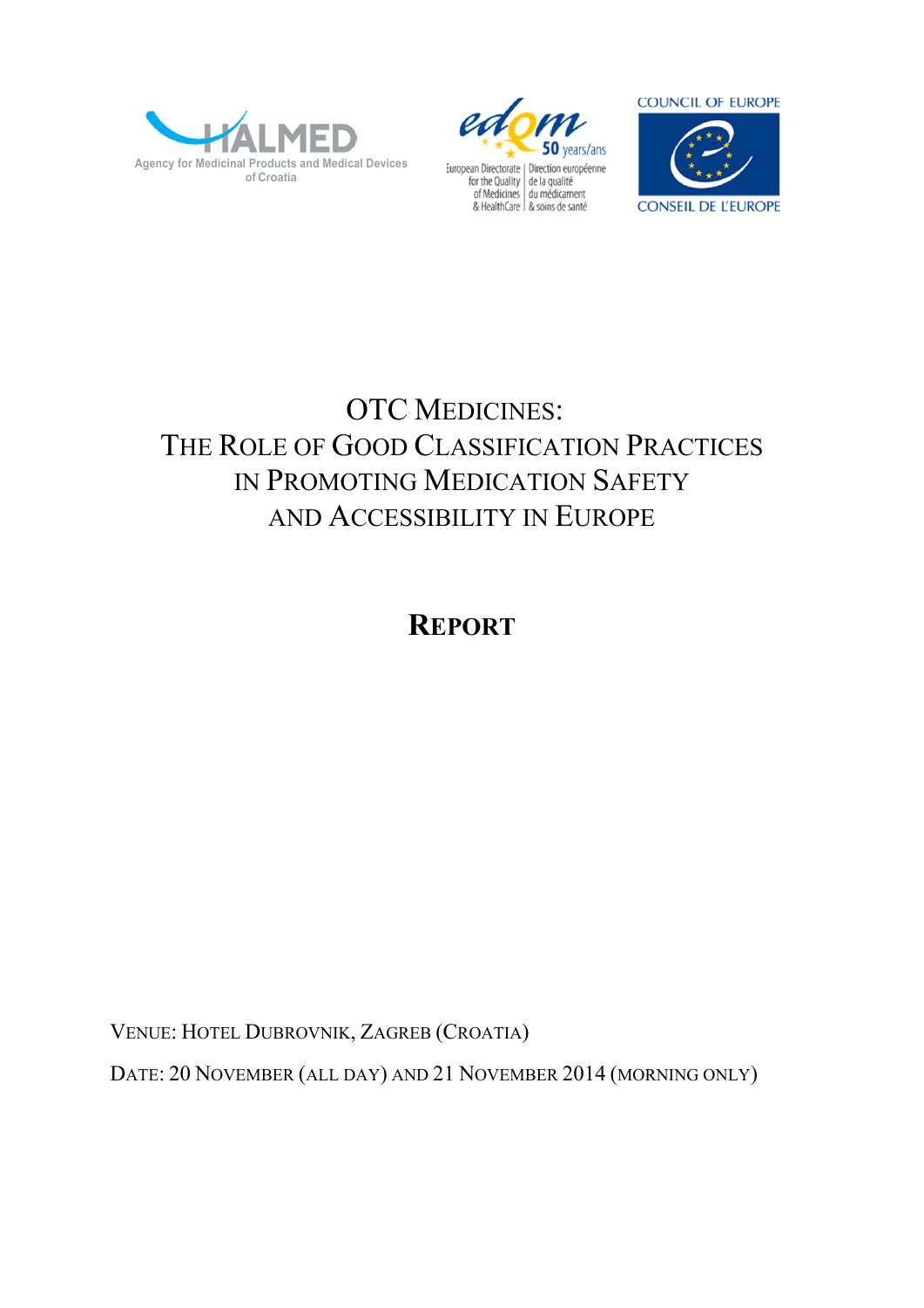HALMED
Agency for Medicinal Products and Medical Devices of Croatia

edqm 50 years/ans
European Directorate for the Quality of Medicines & HealthCare | Direction européenne de la qualité du médicament & soins de santé

COUNCIL OF EUROPE
CONSEIL DE L'EUROPE

# OTC Medicines: The Role of Good Classification Practices in Promoting Medication Safety and Accessibility in Europe

## Report

Venue: Hotel Dubrovnik, Zagreb (Croatia)

Date: 20 November (all day) and 21 November 2014 (morning only)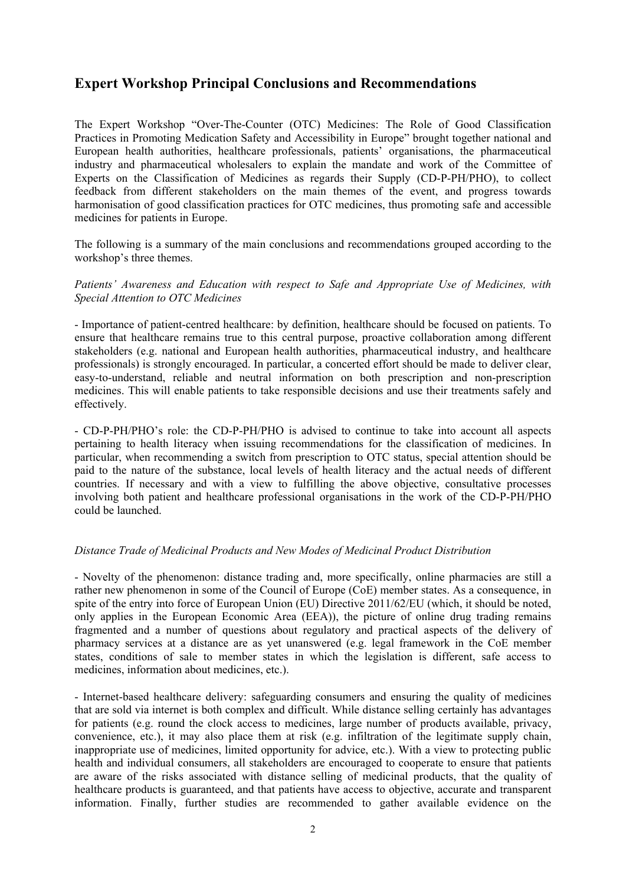## Expert Workshop Principal Conclusions and Recommendations

The Expert Workshop "Over-The-Counter (OTC) Medicines: The Role of Good Classification Practices in Promoting Medication Safety and Accessibility in Europe" brought together national and European health authorities, healthcare professionals, patients' organisations, the pharmaceutical industry and pharmaceutical wholesalers to explain the mandate and work of the Committee of Experts on the Classification of Medicines as regards their Supply (CD-P-PH/PHO), to collect feedback from different stakeholders on the main themes of the event, and progress towards harmonisation of good classification practices for OTC medicines, thus promoting safe and accessible medicines for patients in Europe.

The following is a summary of the main conclusions and recommendations grouped according to the workshop's three themes.

*Patients' Awareness and Education with respect to Safe and Appropriate Use of Medicines, with Special Attention to OTC Medicines*

- Importance of patient-centred healthcare: by definition, healthcare should be focused on patients. To ensure that healthcare remains true to this central purpose, proactive collaboration among different stakeholders (e.g. national and European health authorities, pharmaceutical industry, and healthcare professionals) is strongly encouraged. In particular, a concerted effort should be made to deliver clear, easy-to-understand, reliable and neutral information on both prescription and non-prescription medicines. This will enable patients to take responsible decisions and use their treatments safely and effectively.

- CD-P-PH/PHO's role: the CD-P-PH/PHO is advised to continue to take into account all aspects pertaining to health literacy when issuing recommendations for the classification of medicines. In particular, when recommending a switch from prescription to OTC status, special attention should be paid to the nature of the substance, local levels of health literacy and the actual needs of different countries. If necessary and with a view to fulfilling the above objective, consultative processes involving both patient and healthcare professional organisations in the work of the CD-P-PH/PHO could be launched.

*Distance Trade of Medicinal Products and New Modes of Medicinal Product Distribution*

- Novelty of the phenomenon: distance trading and, more specifically, online pharmacies are still a rather new phenomenon in some of the Council of Europe (CoE) member states. As a consequence, in spite of the entry into force of European Union (EU) Directive 2011/62/EU (which, it should be noted, only applies in the European Economic Area (EEA)), the picture of online drug trading remains fragmented and a number of questions about regulatory and practical aspects of the delivery of pharmacy services at a distance are as yet unanswered (e.g. legal framework in the CoE member states, conditions of sale to member states in which the legislation is different, safe access to medicines, information about medicines, etc.).

- Internet-based healthcare delivery: safeguarding consumers and ensuring the quality of medicines that are sold via internet is both complex and difficult. While distance selling certainly has advantages for patients (e.g. round the clock access to medicines, large number of products available, privacy, convenience, etc.), it may also place them at risk (e.g. infiltration of the legitimate supply chain, inappropriate use of medicines, limited opportunity for advice, etc.). With a view to protecting public health and individual consumers, all stakeholders are encouraged to cooperate to ensure that patients are aware of the risks associated with distance selling of medicinal products, that the quality of healthcare products is guaranteed, and that patients have access to objective, accurate and transparent information. Finally, further studies are recommended to gather available evidence on the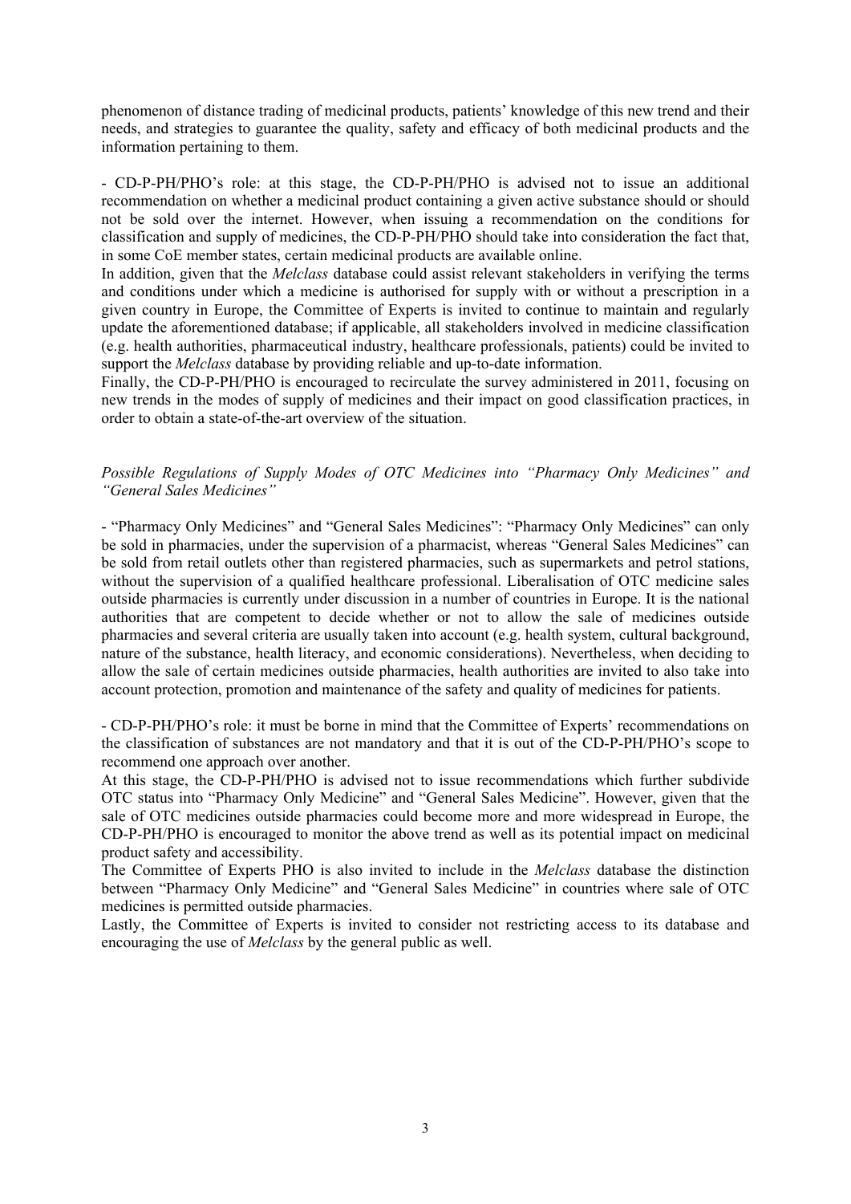phenomenon of distance trading of medicinal products, patients' knowledge of this new trend and their needs, and strategies to guarantee the quality, safety and efficacy of both medicinal products and the information pertaining to them.

- CD-P-PH/PHO's role: at this stage, the CD-P-PH/PHO is advised not to issue an additional recommendation on whether a medicinal product containing a given active substance should or should not be sold over the internet. However, when issuing a recommendation on the conditions for classification and supply of medicines, the CD-P-PH/PHO should take into consideration the fact that, in some CoE member states, certain medicinal products are available online.

In addition, given that the *Melclass* database could assist relevant stakeholders in verifying the terms and conditions under which a medicine is authorised for supply with or without a prescription in a given country in Europe, the Committee of Experts is invited to continue to maintain and regularly update the aforementioned database; if applicable, all stakeholders involved in medicine classification (e.g. health authorities, pharmaceutical industry, healthcare professionals, patients) could be invited to support the *Melclass* database by providing reliable and up-to-date information.

Finally, the CD-P-PH/PHO is encouraged to recirculate the survey administered in 2011, focusing on new trends in the modes of supply of medicines and their impact on good classification practices, in order to obtain a state-of-the-art overview of the situation.

*Possible Regulations of Supply Modes of OTC Medicines into "Pharmacy Only Medicines" and "General Sales Medicines"*

- "Pharmacy Only Medicines" and "General Sales Medicines": "Pharmacy Only Medicines" can only be sold in pharmacies, under the supervision of a pharmacist, whereas "General Sales Medicines" can be sold from retail outlets other than registered pharmacies, such as supermarkets and petrol stations, without the supervision of a qualified healthcare professional. Liberalisation of OTC medicine sales outside pharmacies is currently under discussion in a number of countries in Europe. It is the national authorities that are competent to decide whether or not to allow the sale of medicines outside pharmacies and several criteria are usually taken into account (e.g. health system, cultural background, nature of the substance, health literacy, and economic considerations). Nevertheless, when deciding to allow the sale of certain medicines outside pharmacies, health authorities are invited to also take into account protection, promotion and maintenance of the safety and quality of medicines for patients.

- CD-P-PH/PHO's role: it must be borne in mind that the Committee of Experts' recommendations on the classification of substances are not mandatory and that it is out of the CD-P-PH/PHO's scope to recommend one approach over another.

At this stage, the CD-P-PH/PHO is advised not to issue recommendations which further subdivide OTC status into "Pharmacy Only Medicine" and "General Sales Medicine". However, given that the sale of OTC medicines outside pharmacies could become more and more widespread in Europe, the CD-P-PH/PHO is encouraged to monitor the above trend as well as its potential impact on medicinal product safety and accessibility.

The Committee of Experts PHO is also invited to include in the *Melclass* database the distinction between "Pharmacy Only Medicine" and "General Sales Medicine" in countries where sale of OTC medicines is permitted outside pharmacies.

Lastly, the Committee of Experts is invited to consider not restricting access to its database and encouraging the use of *Melclass* by the general public as well.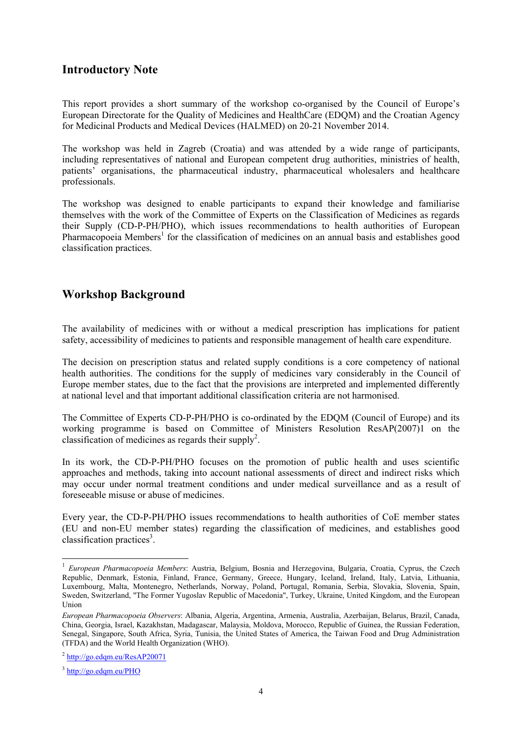## Introductory Note

This report provides a short summary of the workshop co-organised by the Council of Europe's European Directorate for the Quality of Medicines and HealthCare (EDQM) and the Croatian Agency for Medicinal Products and Medical Devices (HALMED) on 20-21 November 2014.

The workshop was held in Zagreb (Croatia) and was attended by a wide range of participants, including representatives of national and European competent drug authorities, ministries of health, patients' organisations, the pharmaceutical industry, pharmaceutical wholesalers and healthcare professionals.

The workshop was designed to enable participants to expand their knowledge and familiarise themselves with the work of the Committee of Experts on the Classification of Medicines as regards their Supply (CD-P-PH/PHO), which issues recommendations to health authorities of European Pharmacopoeia Members[1] for the classification of medicines on an annual basis and establishes good classification practices.

## Workshop Background

The availability of medicines with or without a medical prescription has implications for patient safety, accessibility of medicines to patients and responsible management of health care expenditure.

The decision on prescription status and related supply conditions is a core competency of national health authorities. The conditions for the supply of medicines vary considerably in the Council of Europe member states, due to the fact that the provisions are interpreted and implemented differently at national level and that important additional classification criteria are not harmonised.

The Committee of Experts CD-P-PH/PHO is co-ordinated by the EDQM (Council of Europe) and its working programme is based on Committee of Ministers Resolution ResAP(2007)1 on the classification of medicines as regards their supply[2].

In its work, the CD-P-PH/PHO focuses on the promotion of public health and uses scientific approaches and methods, taking into account national assessments of direct and indirect risks which may occur under normal treatment conditions and under medical surveillance and as a result of foreseeable misuse or abuse of medicines.

Every year, the CD-P-PH/PHO issues recommendations to health authorities of CoE member states (EU and non-EU member states) regarding the classification of medicines, and establishes good classification practices[3].

---

[1] *European Pharmacopoeia Members*: Austria, Belgium, Bosnia and Herzegovina, Bulgaria, Croatia, Cyprus, the Czech Republic, Denmark, Estonia, Finland, France, Germany, Greece, Hungary, Iceland, Ireland, Italy, Latvia, Lithuania, Luxembourg, Malta, Montenegro, Netherlands, Norway, Poland, Portugal, Romania, Serbia, Slovakia, Slovenia, Spain, Sweden, Switzerland, "The Former Yugoslav Republic of Macedonia", Turkey, Ukraine, United Kingdom, and the European Union

*European Pharmacopoeia Observers*: Albania, Algeria, Argentina, Armenia, Australia, Azerbaijan, Belarus, Brazil, Canada, China, Georgia, Israel, Kazakhstan, Madagascar, Malaysia, Moldova, Morocco, Republic of Guinea, the Russian Federation, Senegal, Singapore, South Africa, Syria, Tunisia, the United States of America, the Taiwan Food and Drug Administration (TFDA) and the World Health Organization (WHO).

[2] http://go.edqm.eu/ResAP20071

[3] http://go.edqm.eu/PHO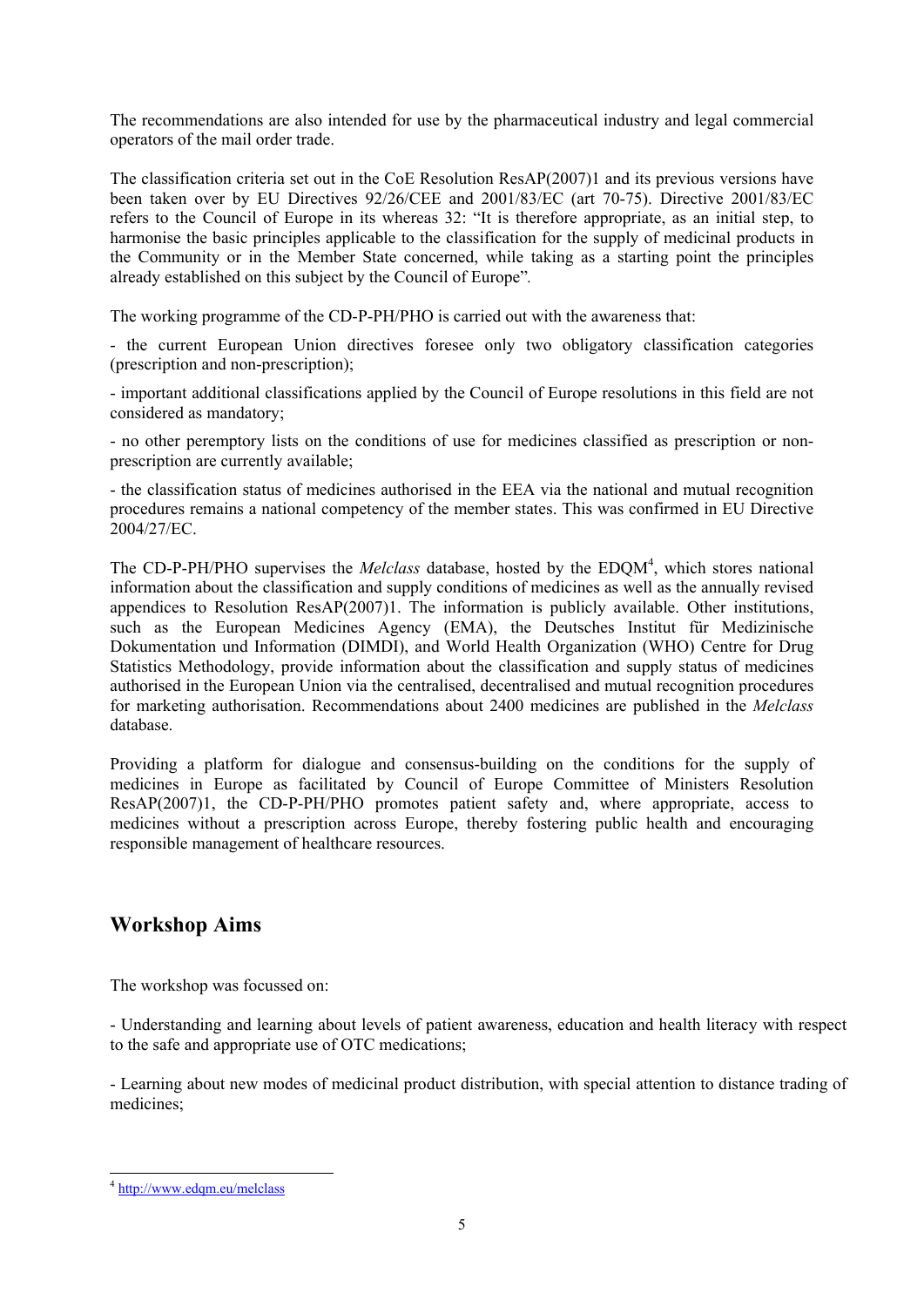The recommendations are also intended for use by the pharmaceutical industry and legal commercial operators of the mail order trade.

The classification criteria set out in the CoE Resolution ResAP(2007)1 and its previous versions have been taken over by EU Directives 92/26/CEE and 2001/83/EC (art 70-75). Directive 2001/83/EC refers to the Council of Europe in its whereas 32: "It is therefore appropriate, as an initial step, to harmonise the basic principles applicable to the classification for the supply of medicinal products in the Community or in the Member State concerned, while taking as a starting point the principles already established on this subject by the Council of Europe".

The working programme of the CD-P-PH/PHO is carried out with the awareness that:

- the current European Union directives foresee only two obligatory classification categories (prescription and non-prescription);

- important additional classifications applied by the Council of Europe resolutions in this field are not considered as mandatory;

- no other peremptory lists on the conditions of use for medicines classified as prescription or non-prescription are currently available;

- the classification status of medicines authorised in the EEA via the national and mutual recognition procedures remains a national competency of the member states. This was confirmed in EU Directive 2004/27/EC.

The CD-P-PH/PHO supervises the *Melclass* database, hosted by the EDQM[4], which stores national information about the classification and supply conditions of medicines as well as the annually revised appendices to Resolution ResAP(2007)1. The information is publicly available. Other institutions, such as the European Medicines Agency (EMA), the Deutsches Institut für Medizinische Dokumentation und Information (DIMDI), and World Health Organization (WHO) Centre for Drug Statistics Methodology, provide information about the classification and supply status of medicines authorised in the European Union via the centralised, decentralised and mutual recognition procedures for marketing authorisation. Recommendations about 2400 medicines are published in the *Melclass* database.

Providing a platform for dialogue and consensus-building on the conditions for the supply of medicines in Europe as facilitated by Council of Europe Committee of Ministers Resolution ResAP(2007)1, the CD-P-PH/PHO promotes patient safety and, where appropriate, access to medicines without a prescription across Europe, thereby fostering public health and encouraging responsible management of healthcare resources.

## Workshop Aims

The workshop was focussed on:

- Understanding and learning about levels of patient awareness, education and health literacy with respect to the safe and appropriate use of OTC medications;

- Learning about new modes of medicinal product distribution, with special attention to distance trading of medicines;

---

[4] http://www.edqm.eu/melclass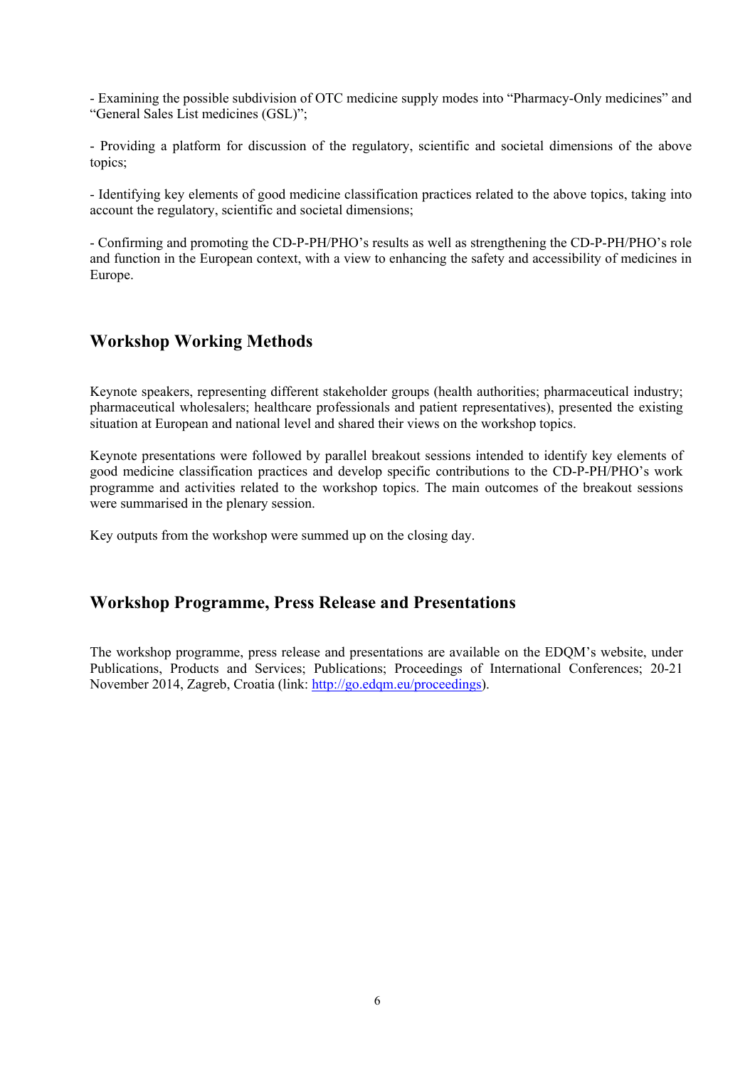- Examining the possible subdivision of OTC medicine supply modes into “Pharmacy-Only medicines” and “General Sales List medicines (GSL)”;

- Providing a platform for discussion of the regulatory, scientific and societal dimensions of the above topics;

- Identifying key elements of good medicine classification practices related to the above topics, taking into account the regulatory, scientific and societal dimensions;

- Confirming and promoting the CD-P-PH/PHO’s results as well as strengthening the CD-P-PH/PHO’s role and function in the European context, with a view to enhancing the safety and accessibility of medicines in Europe.

## Workshop Working Methods

Keynote speakers, representing different stakeholder groups (health authorities; pharmaceutical industry; pharmaceutical wholesalers; healthcare professionals and patient representatives), presented the existing situation at European and national level and shared their views on the workshop topics.

Keynote presentations were followed by parallel breakout sessions intended to identify key elements of good medicine classification practices and develop specific contributions to the CD-P-PH/PHO’s work programme and activities related to the workshop topics. The main outcomes of the breakout sessions were summarised in the plenary session.

Key outputs from the workshop were summed up on the closing day.

## Workshop Programme, Press Release and Presentations

The workshop programme, press release and presentations are available on the EDQM’s website, under Publications, Products and Services; Publications; Proceedings of International Conferences; 20-21 November 2014, Zagreb, Croatia (link: [http://go.edqm.eu/proceedings](http://go.edqm.eu/proceedings)).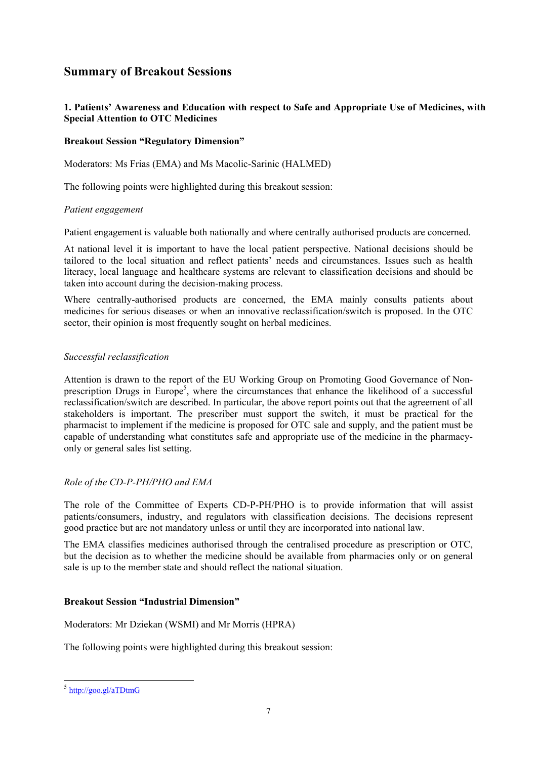## Summary of Breakout Sessions

### 1. Patients' Awareness and Education with respect to Safe and Appropriate Use of Medicines, with Special Attention to OTC Medicines

**Breakout Session "Regulatory Dimension"**

Moderators: Ms Frias (EMA) and Ms Macolic-Sarinic (HALMED)

The following points were highlighted during this breakout session:

*Patient engagement*

Patient engagement is valuable both nationally and where centrally authorised products are concerned.

At national level it is important to have the local patient perspective. National decisions should be tailored to the local situation and reflect patients' needs and circumstances. Issues such as health literacy, local language and healthcare systems are relevant to classification decisions and should be taken into account during the decision-making process.

Where centrally-authorised products are concerned, the EMA mainly consults patients about medicines for serious diseases or when an innovative reclassification/switch is proposed. In the OTC sector, their opinion is most frequently sought on herbal medicines.

*Successful reclassification*

Attention is drawn to the report of the EU Working Group on Promoting Good Governance of Non-prescription Drugs in Europe[5], where the circumstances that enhance the likelihood of a successful reclassification/switch are described. In particular, the above report points out that the agreement of all stakeholders is important. The prescriber must support the switch, it must be practical for the pharmacist to implement if the medicine is proposed for OTC sale and supply, and the patient must be capable of understanding what constitutes safe and appropriate use of the medicine in the pharmacy-only or general sales list setting.

*Role of the CD-P-PH/PHO and EMA*

The role of the Committee of Experts CD-P-PH/PHO is to provide information that will assist patients/consumers, industry, and regulators with classification decisions. The decisions represent good practice but are not mandatory unless or until they are incorporated into national law.

The EMA classifies medicines authorised through the centralised procedure as prescription or OTC, but the decision as to whether the medicine should be available from pharmacies only or on general sale is up to the member state and should reflect the national situation.

**Breakout Session "Industrial Dimension"**

Moderators: Mr Dziekan (WSMI) and Mr Morris (HPRA)

The following points were highlighted during this breakout session:

---

[5] http://goo.gl/aTDtmG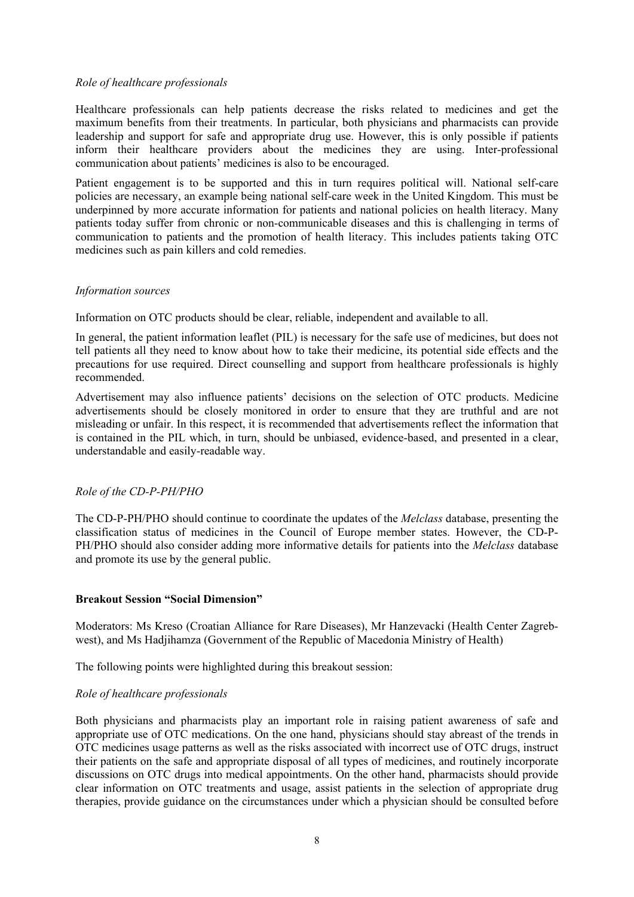*Role of healthcare professionals*

Healthcare professionals can help patients decrease the risks related to medicines and get the maximum benefits from their treatments. In particular, both physicians and pharmacists can provide leadership and support for safe and appropriate drug use. However, this is only possible if patients inform their healthcare providers about the medicines they are using. Inter-professional communication about patients' medicines is also to be encouraged.

Patient engagement is to be supported and this in turn requires political will. National self-care policies are necessary, an example being national self-care week in the United Kingdom. This must be underpinned by more accurate information for patients and national policies on health literacy. Many patients today suffer from chronic or non-communicable diseases and this is challenging in terms of communication to patients and the promotion of health literacy. This includes patients taking OTC medicines such as pain killers and cold remedies.

*Information sources*

Information on OTC products should be clear, reliable, independent and available to all.

In general, the patient information leaflet (PIL) is necessary for the safe use of medicines, but does not tell patients all they need to know about how to take their medicine, its potential side effects and the precautions for use required. Direct counselling and support from healthcare professionals is highly recommended.

Advertisement may also influence patients' decisions on the selection of OTC products. Medicine advertisements should be closely monitored in order to ensure that they are truthful and are not misleading or unfair. In this respect, it is recommended that advertisements reflect the information that is contained in the PIL which, in turn, should be unbiased, evidence-based, and presented in a clear, understandable and easily-readable way.

*Role of the CD-P-PH/PHO*

The CD-P-PH/PHO should continue to coordinate the updates of the *Melclass* database, presenting the classification status of medicines in the Council of Europe member states. However, the CD-P-PH/PHO should also consider adding more informative details for patients into the *Melclass* database and promote its use by the general public.

**Breakout Session "Social Dimension"**

Moderators: Ms Kreso (Croatian Alliance for Rare Diseases), Mr Hanzevacki (Health Center Zagreb-west), and Ms Hadjihamza (Government of the Republic of Macedonia Ministry of Health)

The following points were highlighted during this breakout session:

*Role of healthcare professionals*

Both physicians and pharmacists play an important role in raising patient awareness of safe and appropriate use of OTC medications. On the one hand, physicians should stay abreast of the trends in OTC medicines usage patterns as well as the risks associated with incorrect use of OTC drugs, instruct their patients on the safe and appropriate disposal of all types of medicines, and routinely incorporate discussions on OTC drugs into medical appointments. On the other hand, pharmacists should provide clear information on OTC treatments and usage, assist patients in the selection of appropriate drug therapies, provide guidance on the circumstances under which a physician should be consulted before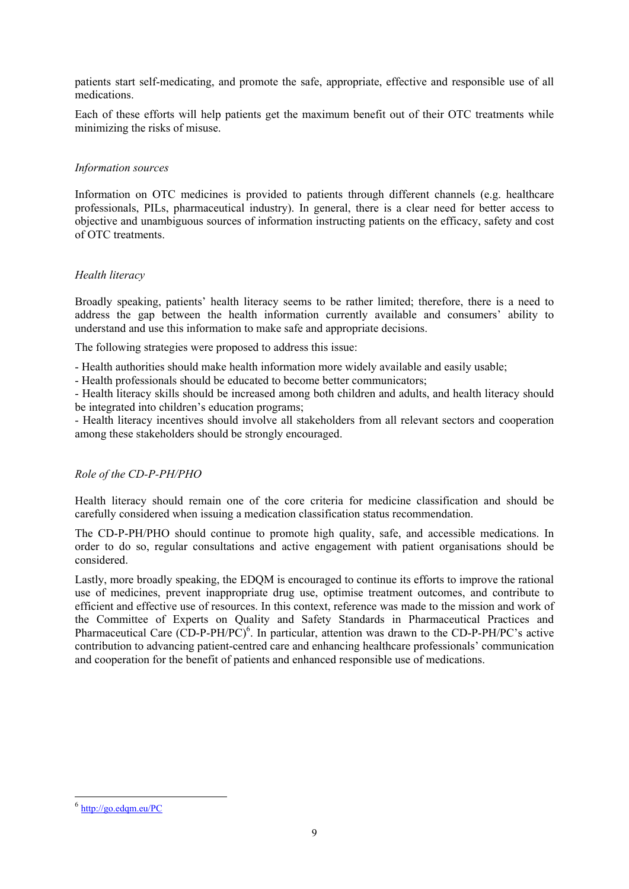patients start self-medicating, and promote the safe, appropriate, effective and responsible use of all medications.

Each of these efforts will help patients get the maximum benefit out of their OTC treatments while minimizing the risks of misuse.

*Information sources*

Information on OTC medicines is provided to patients through different channels (e.g. healthcare professionals, PILs, pharmaceutical industry). In general, there is a clear need for better access to objective and unambiguous sources of information instructing patients on the efficacy, safety and cost of OTC treatments.

*Health literacy*

Broadly speaking, patients' health literacy seems to be rather limited; therefore, there is a need to address the gap between the health information currently available and consumers' ability to understand and use this information to make safe and appropriate decisions.

The following strategies were proposed to address this issue:

- Health authorities should make health information more widely available and easily usable;
- Health professionals should be educated to become better communicators;
- Health literacy skills should be increased among both children and adults, and health literacy should be integrated into children's education programs;
- Health literacy incentives should involve all stakeholders from all relevant sectors and cooperation among these stakeholders should be strongly encouraged.

*Role of the CD-P-PH/PHO*

Health literacy should remain one of the core criteria for medicine classification and should be carefully considered when issuing a medication classification status recommendation.

The CD-P-PH/PHO should continue to promote high quality, safe, and accessible medications. In order to do so, regular consultations and active engagement with patient organisations should be considered.

Lastly, more broadly speaking, the EDQM is encouraged to continue its efforts to improve the rational use of medicines, prevent inappropriate drug use, optimise treatment outcomes, and contribute to efficient and effective use of resources. In this context, reference was made to the mission and work of the Committee of Experts on Quality and Safety Standards in Pharmaceutical Practices and Pharmaceutical Care (CD-P-PH/PC)[6]. In particular, attention was drawn to the CD-P-PH/PC's active contribution to advancing patient-centred care and enhancing healthcare professionals' communication and cooperation for the benefit of patients and enhanced responsible use of medications.

[6] http://go.edqm.eu/PC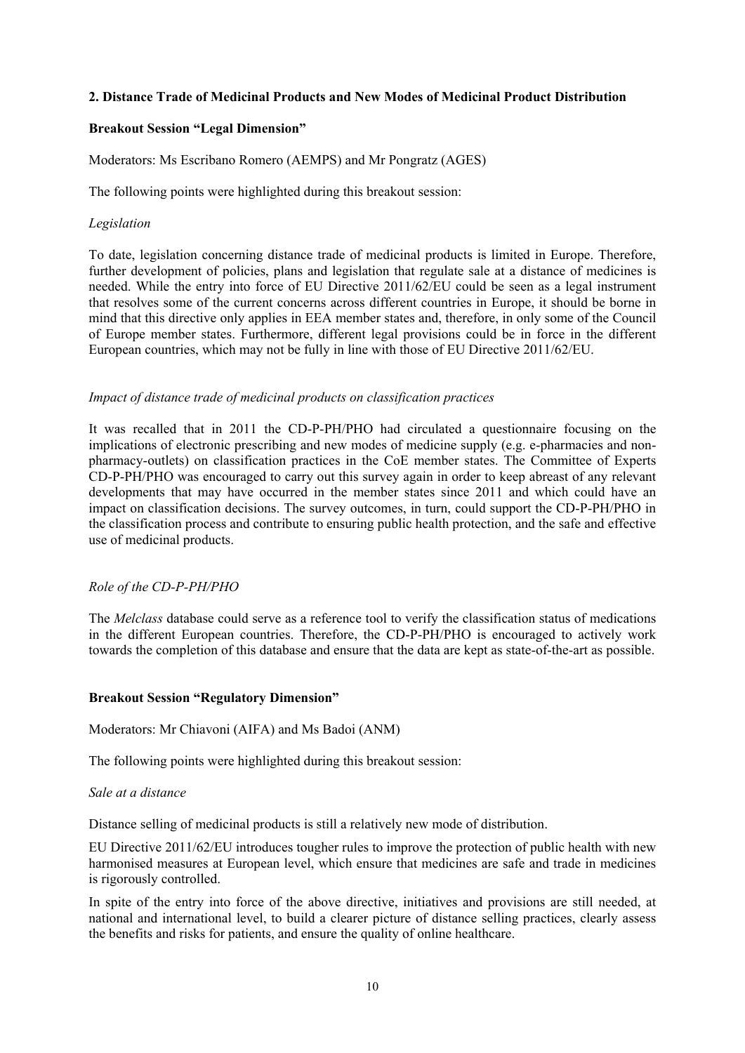## 2. Distance Trade of Medicinal Products and New Modes of Medicinal Product Distribution

### Breakout Session "Legal Dimension"

Moderators: Ms Escribano Romero (AEMPS) and Mr Pongratz (AGES)

The following points were highlighted during this breakout session:

*Legislation*

To date, legislation concerning distance trade of medicinal products is limited in Europe. Therefore, further development of policies, plans and legislation that regulate sale at a distance of medicines is needed. While the entry into force of EU Directive 2011/62/EU could be seen as a legal instrument that resolves some of the current concerns across different countries in Europe, it should be borne in mind that this directive only applies in EEA member states and, therefore, in only some of the Council of Europe member states. Furthermore, different legal provisions could be in force in the different European countries, which may not be fully in line with those of EU Directive 2011/62/EU.

*Impact of distance trade of medicinal products on classification practices*

It was recalled that in 2011 the CD-P-PH/PHO had circulated a questionnaire focusing on the implications of electronic prescribing and new modes of medicine supply (e.g. e-pharmacies and non-pharmacy-outlets) on classification practices in the CoE member states. The Committee of Experts CD-P-PH/PHO was encouraged to carry out this survey again in order to keep abreast of any relevant developments that may have occurred in the member states since 2011 and which could have an impact on classification decisions. The survey outcomes, in turn, could support the CD-P-PH/PHO in the classification process and contribute to ensuring public health protection, and the safe and effective use of medicinal products.

*Role of the CD-P-PH/PHO*

The *Melclass* database could serve as a reference tool to verify the classification status of medications in the different European countries. Therefore, the CD-P-PH/PHO is encouraged to actively work towards the completion of this database and ensure that the data are kept as state-of-the-art as possible.

### Breakout Session "Regulatory Dimension"

Moderators: Mr Chiavoni (AIFA) and Ms Badoi (ANM)

The following points were highlighted during this breakout session:

*Sale at a distance*

Distance selling of medicinal products is still a relatively new mode of distribution.

EU Directive 2011/62/EU introduces tougher rules to improve the protection of public health with new harmonised measures at European level, which ensure that medicines are safe and trade in medicines is rigorously controlled.

In spite of the entry into force of the above directive, initiatives and provisions are still needed, at national and international level, to build a clearer picture of distance selling practices, clearly assess the benefits and risks for patients, and ensure the quality of online healthcare.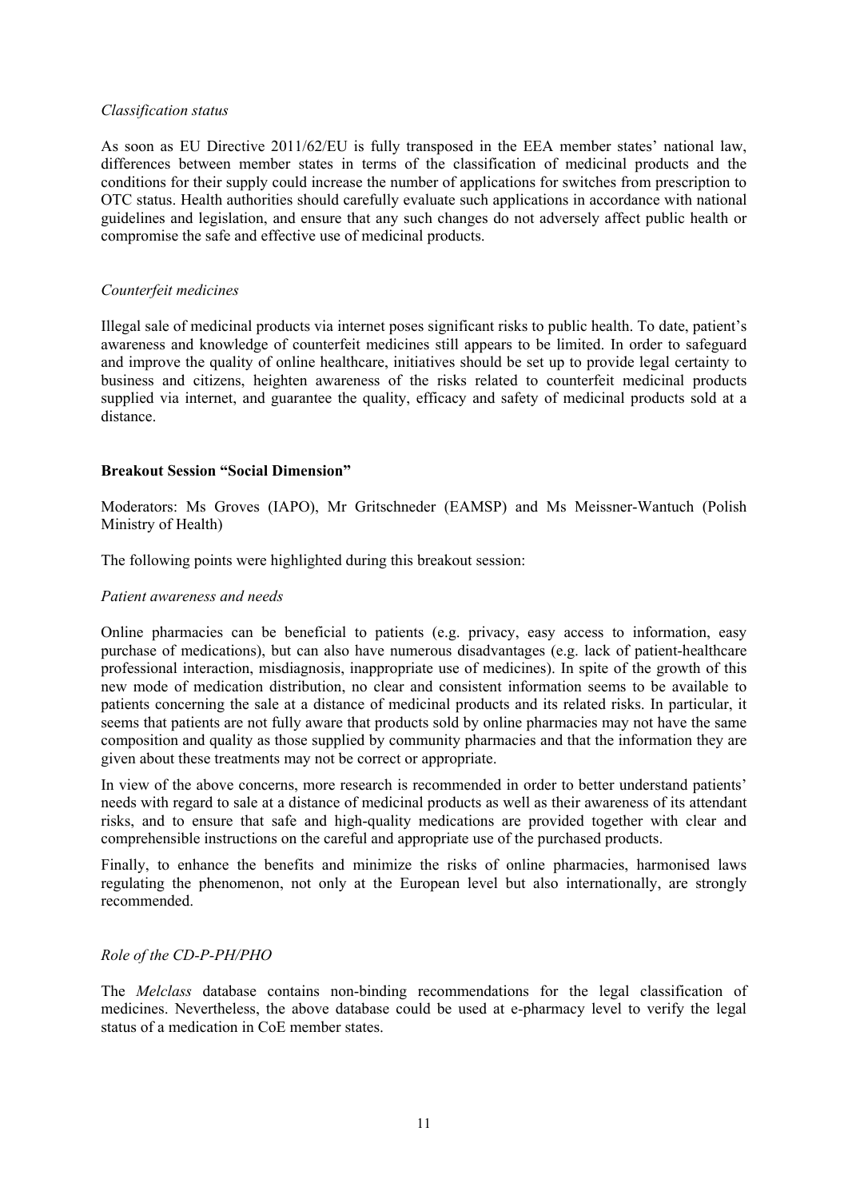*Classification status*

As soon as EU Directive 2011/62/EU is fully transposed in the EEA member states' national law, differences between member states in terms of the classification of medicinal products and the conditions for their supply could increase the number of applications for switches from prescription to OTC status. Health authorities should carefully evaluate such applications in accordance with national guidelines and legislation, and ensure that any such changes do not adversely affect public health or compromise the safe and effective use of medicinal products.

*Counterfeit medicines*

Illegal sale of medicinal products via internet poses significant risks to public health. To date, patient's awareness and knowledge of counterfeit medicines still appears to be limited. In order to safeguard and improve the quality of online healthcare, initiatives should be set up to provide legal certainty to business and citizens, heighten awareness of the risks related to counterfeit medicinal products supplied via internet, and guarantee the quality, efficacy and safety of medicinal products sold at a distance.

**Breakout Session "Social Dimension"**

Moderators: Ms Groves (IAPO), Mr Gritschneder (EAMSP) and Ms Meissner-Wantuch (Polish Ministry of Health)

The following points were highlighted during this breakout session:

*Patient awareness and needs*

Online pharmacies can be beneficial to patients (e.g. privacy, easy access to information, easy purchase of medications), but can also have numerous disadvantages (e.g. lack of patient-healthcare professional interaction, misdiagnosis, inappropriate use of medicines). In spite of the growth of this new mode of medication distribution, no clear and consistent information seems to be available to patients concerning the sale at a distance of medicinal products and its related risks. In particular, it seems that patients are not fully aware that products sold by online pharmacies may not have the same composition and quality as those supplied by community pharmacies and that the information they are given about these treatments may not be correct or appropriate.

In view of the above concerns, more research is recommended in order to better understand patients' needs with regard to sale at a distance of medicinal products as well as their awareness of its attendant risks, and to ensure that safe and high-quality medications are provided together with clear and comprehensible instructions on the careful and appropriate use of the purchased products.

Finally, to enhance the benefits and minimize the risks of online pharmacies, harmonised laws regulating the phenomenon, not only at the European level but also internationally, are strongly recommended.

*Role of the CD-P-PH/PHO*

The *Melclass* database contains non-binding recommendations for the legal classification of medicines. Nevertheless, the above database could be used at e-pharmacy level to verify the legal status of a medication in CoE member states.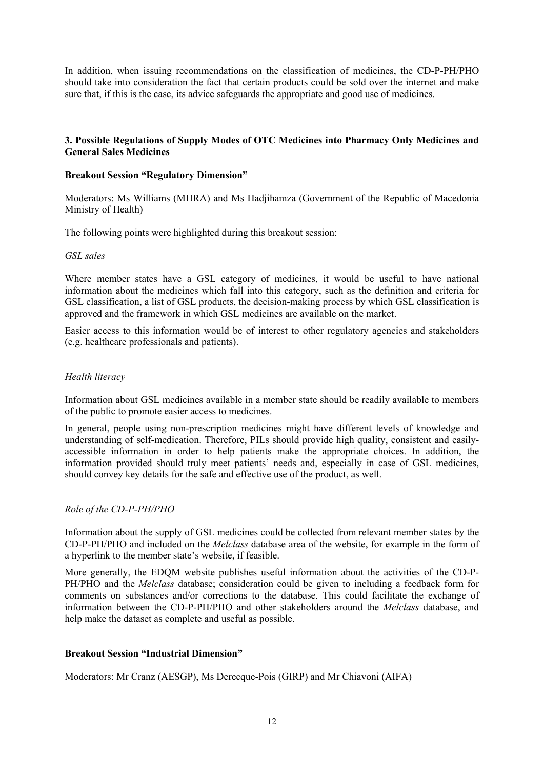In addition, when issuing recommendations on the classification of medicines, the CD-P-PH/PHO should take into consideration the fact that certain products could be sold over the internet and make sure that, if this is the case, its advice safeguards the appropriate and good use of medicines.

## 3. Possible Regulations of Supply Modes of OTC Medicines into Pharmacy Only Medicines and General Sales Medicines

### Breakout Session "Regulatory Dimension"

Moderators: Ms Williams (MHRA) and Ms Hadjihamza (Government of the Republic of Macedonia Ministry of Health)

The following points were highlighted during this breakout session:

*GSL sales*

Where member states have a GSL category of medicines, it would be useful to have national information about the medicines which fall into this category, such as the definition and criteria for GSL classification, a list of GSL products, the decision-making process by which GSL classification is approved and the framework in which GSL medicines are available on the market.

Easier access to this information would be of interest to other regulatory agencies and stakeholders (e.g. healthcare professionals and patients).

*Health literacy*

Information about GSL medicines available in a member state should be readily available to members of the public to promote easier access to medicines.

In general, people using non-prescription medicines might have different levels of knowledge and understanding of self-medication. Therefore, PILs should provide high quality, consistent and easily-accessible information in order to help patients make the appropriate choices. In addition, the information provided should truly meet patients' needs and, especially in case of GSL medicines, should convey key details for the safe and effective use of the product, as well.

*Role of the CD-P-PH/PHO*

Information about the supply of GSL medicines could be collected from relevant member states by the CD-P-PH/PHO and included on the *Melclass* database area of the website, for example in the form of a hyperlink to the member state's website, if feasible.

More generally, the EDQM website publishes useful information about the activities of the CD-P-PH/PHO and the *Melclass* database; consideration could be given to including a feedback form for comments on substances and/or corrections to the database. This could facilitate the exchange of information between the CD-P-PH/PHO and other stakeholders around the *Melclass* database, and help make the dataset as complete and useful as possible.

### Breakout Session "Industrial Dimension"

Moderators: Mr Cranz (AESGP), Ms Derecque-Pois (GIRP) and Mr Chiavoni (AIFA)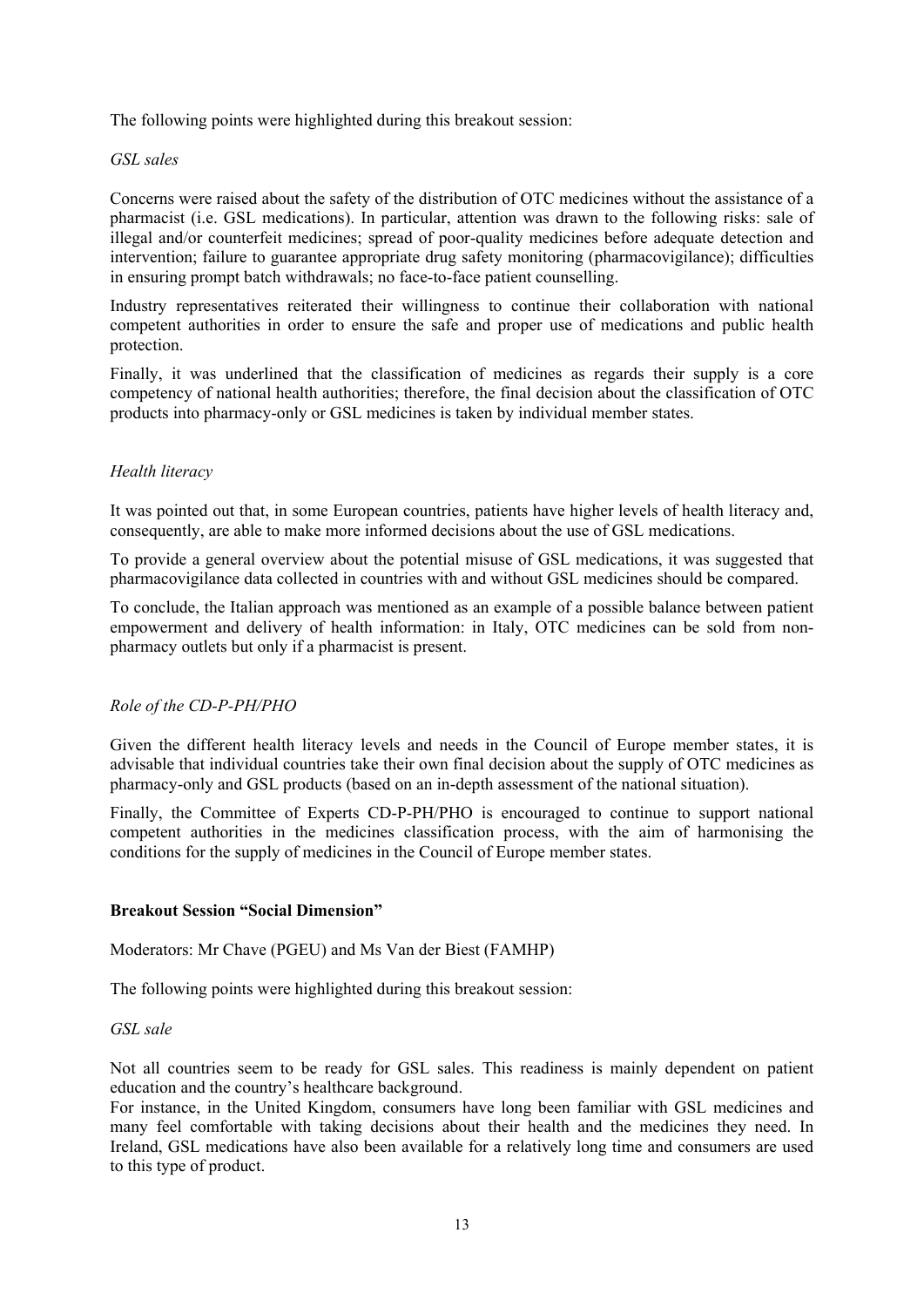The following points were highlighted during this breakout session:

*GSL sales*

Concerns were raised about the safety of the distribution of OTC medicines without the assistance of a pharmacist (i.e. GSL medications). In particular, attention was drawn to the following risks: sale of illegal and/or counterfeit medicines; spread of poor-quality medicines before adequate detection and intervention; failure to guarantee appropriate drug safety monitoring (pharmacovigilance); difficulties in ensuring prompt batch withdrawals; no face-to-face patient counselling.

Industry representatives reiterated their willingness to continue their collaboration with national competent authorities in order to ensure the safe and proper use of medications and public health protection.

Finally, it was underlined that the classification of medicines as regards their supply is a core competency of national health authorities; therefore, the final decision about the classification of OTC products into pharmacy-only or GSL medicines is taken by individual member states.

*Health literacy*

It was pointed out that, in some European countries, patients have higher levels of health literacy and, consequently, are able to make more informed decisions about the use of GSL medications.

To provide a general overview about the potential misuse of GSL medications, it was suggested that pharmacovigilance data collected in countries with and without GSL medicines should be compared.

To conclude, the Italian approach was mentioned as an example of a possible balance between patient empowerment and delivery of health information: in Italy, OTC medicines can be sold from non-pharmacy outlets but only if a pharmacist is present.

*Role of the CD-P-PH/PHO*

Given the different health literacy levels and needs in the Council of Europe member states, it is advisable that individual countries take their own final decision about the supply of OTC medicines as pharmacy-only and GSL products (based on an in-depth assessment of the national situation).

Finally, the Committee of Experts CD-P-PH/PHO is encouraged to continue to support national competent authorities in the medicines classification process, with the aim of harmonising the conditions for the supply of medicines in the Council of Europe member states.

**Breakout Session "Social Dimension"**

Moderators: Mr Chave (PGEU) and Ms Van der Biest (FAMHP)

The following points were highlighted during this breakout session:

*GSL sale*

Not all countries seem to be ready for GSL sales. This readiness is mainly dependent on patient education and the country's healthcare background.

For instance, in the United Kingdom, consumers have long been familiar with GSL medicines and many feel comfortable with taking decisions about their health and the medicines they need. In Ireland, GSL medications have also been available for a relatively long time and consumers are used to this type of product.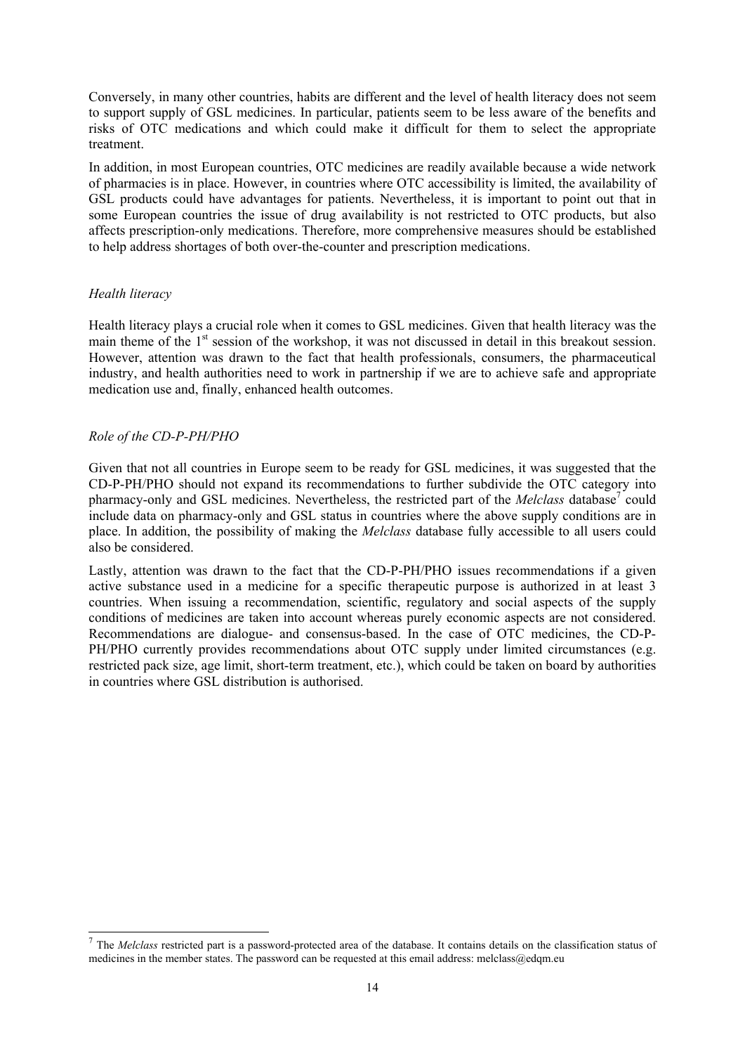Conversely, in many other countries, habits are different and the level of health literacy does not seem to support supply of GSL medicines. In particular, patients seem to be less aware of the benefits and risks of OTC medications and which could make it difficult for them to select the appropriate treatment.

In addition, in most European countries, OTC medicines are readily available because a wide network of pharmacies is in place. However, in countries where OTC accessibility is limited, the availability of GSL products could have advantages for patients. Nevertheless, it is important to point out that in some European countries the issue of drug availability is not restricted to OTC products, but also affects prescription-only medications. Therefore, more comprehensive measures should be established to help address shortages of both over-the-counter and prescription medications.

*Health literacy*

Health literacy plays a crucial role when it comes to GSL medicines. Given that health literacy was the main theme of the 1st session of the workshop, it was not discussed in detail in this breakout session. However, attention was drawn to the fact that health professionals, consumers, the pharmaceutical industry, and health authorities need to work in partnership if we are to achieve safe and appropriate medication use and, finally, enhanced health outcomes.

*Role of the CD-P-PH/PHO*

Given that not all countries in Europe seem to be ready for GSL medicines, it was suggested that the CD-P-PH/PHO should not expand its recommendations to further subdivide the OTC category into pharmacy-only and GSL medicines. Nevertheless, the restricted part of the *Melclass* database[7] could include data on pharmacy-only and GSL status in countries where the above supply conditions are in place. In addition, the possibility of making the *Melclass* database fully accessible to all users could also be considered.

Lastly, attention was drawn to the fact that the CD-P-PH/PHO issues recommendations if a given active substance used in a medicine for a specific therapeutic purpose is authorized in at least 3 countries. When issuing a recommendation, scientific, regulatory and social aspects of the supply conditions of medicines are taken into account whereas purely economic aspects are not considered. Recommendations are dialogue- and consensus-based. In the case of OTC medicines, the CD-P-PH/PHO currently provides recommendations about OTC supply under limited circumstances (e.g. restricted pack size, age limit, short-term treatment, etc.), which could be taken on board by authorities in countries where GSL distribution is authorised.

---

[7] The *Melclass* restricted part is a password-protected area of the database. It contains details on the classification status of medicines in the member states. The password can be requested at this email address: melclass@edqm.eu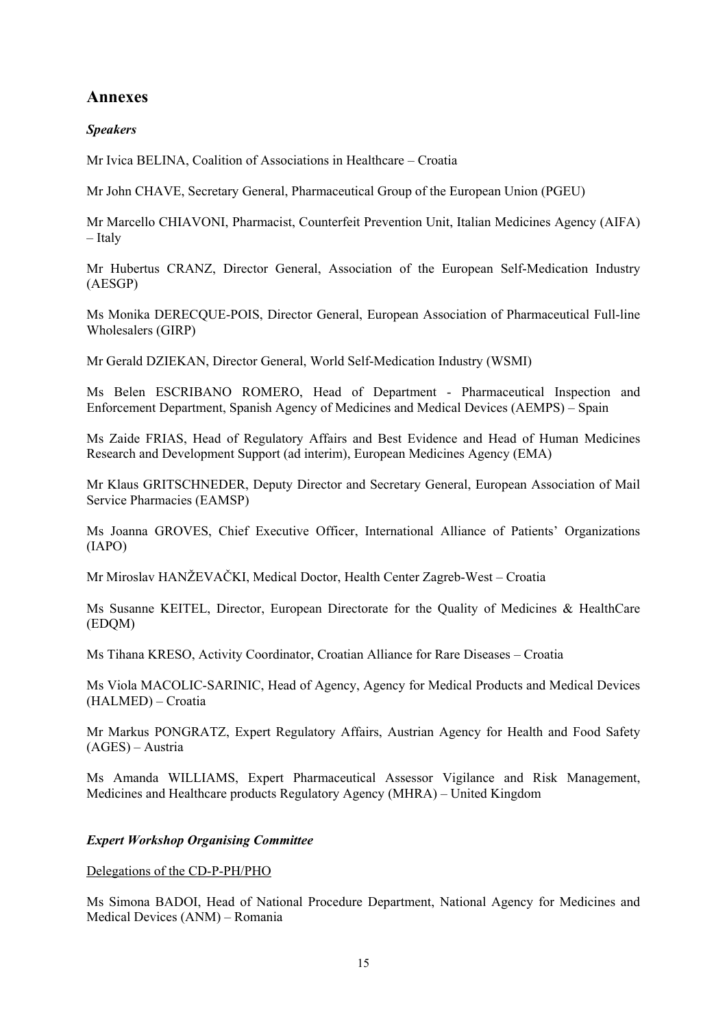# Annexes

### *Speakers*

Mr Ivica BELINA, Coalition of Associations in Healthcare – Croatia

Mr John CHAVE, Secretary General, Pharmaceutical Group of the European Union (PGEU)

Mr Marcello CHIAVONI, Pharmacist, Counterfeit Prevention Unit, Italian Medicines Agency (AIFA) – Italy

Mr Hubertus CRANZ, Director General, Association of the European Self-Medication Industry (AESGP)

Ms Monika DERECQUE-POIS, Director General, European Association of Pharmaceutical Full-line Wholesalers (GIRP)

Mr Gerald DZIEKAN, Director General, World Self-Medication Industry (WSMI)

Ms Belen ESCRIBANO ROMERO, Head of Department - Pharmaceutical Inspection and Enforcement Department, Spanish Agency of Medicines and Medical Devices (AEMPS) – Spain

Ms Zaide FRIAS, Head of Regulatory Affairs and Best Evidence and Head of Human Medicines Research and Development Support (ad interim), European Medicines Agency (EMA)

Mr Klaus GRITSCHNEDER, Deputy Director and Secretary General, European Association of Mail Service Pharmacies (EAMSP)

Ms Joanna GROVES, Chief Executive Officer, International Alliance of Patients' Organizations (IAPO)

Mr Miroslav HANŽEVAČKI, Medical Doctor, Health Center Zagreb-West – Croatia

Ms Susanne KEITEL, Director, European Directorate for the Quality of Medicines & HealthCare (EDQM)

Ms Tihana KRESO, Activity Coordinator, Croatian Alliance for Rare Diseases – Croatia

Ms Viola MACOLIC-SARINIC, Head of Agency, Agency for Medical Products and Medical Devices (HALMED) – Croatia

Mr Markus PONGRATZ, Expert Regulatory Affairs, Austrian Agency for Health and Food Safety (AGES) – Austria

Ms Amanda WILLIAMS, Expert Pharmaceutical Assessor Vigilance and Risk Management, Medicines and Healthcare products Regulatory Agency (MHRA) – United Kingdom

### *Expert Workshop Organising Committee*

<u>Delegations of the CD-P-PH/PHO</u>

Ms Simona BADOI, Head of National Procedure Department, National Agency for Medicines and Medical Devices (ANM) – Romania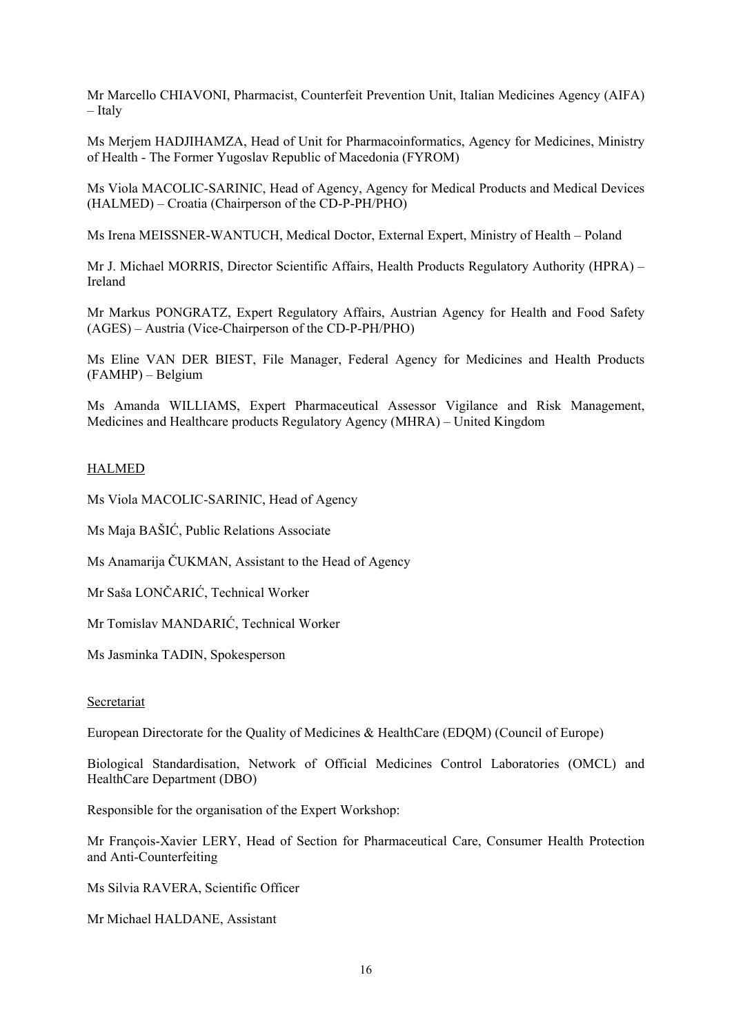Mr Marcello CHIAVONI, Pharmacist, Counterfeit Prevention Unit, Italian Medicines Agency (AIFA) – Italy

Ms Merjem HADJIHAMZA, Head of Unit for Pharmacoinformatics, Agency for Medicines, Ministry of Health - The Former Yugoslav Republic of Macedonia (FYROM)

Ms Viola MACOLIC-SARINIC, Head of Agency, Agency for Medical Products and Medical Devices (HALMED) – Croatia (Chairperson of the CD-P-PH/PHO)

Ms Irena MEISSNER-WANTUCH, Medical Doctor, External Expert, Ministry of Health – Poland

Mr J. Michael MORRIS, Director Scientific Affairs, Health Products Regulatory Authority (HPRA) – Ireland

Mr Markus PONGRATZ, Expert Regulatory Affairs, Austrian Agency for Health and Food Safety (AGES) – Austria (Vice-Chairperson of the CD-P-PH/PHO)

Ms Eline VAN DER BIEST, File Manager, Federal Agency for Medicines and Health Products (FAMHP) – Belgium

Ms Amanda WILLIAMS, Expert Pharmaceutical Assessor Vigilance and Risk Management, Medicines and Healthcare products Regulatory Agency (MHRA) – United Kingdom

<u>HALMED</u>

Ms Viola MACOLIC-SARINIC, Head of Agency

Ms Maja BAŠIĆ, Public Relations Associate

Ms Anamarija ČUKMAN, Assistant to the Head of Agency

Mr Saša LONČARIĆ, Technical Worker

Mr Tomislav MANDARIĆ, Technical Worker

Ms Jasminka TADIN, Spokesperson

<u>Secretariat</u>

European Directorate for the Quality of Medicines & HealthCare (EDQM) (Council of Europe)

Biological Standardisation, Network of Official Medicines Control Laboratories (OMCL) and HealthCare Department (DBO)

Responsible for the organisation of the Expert Workshop:

Mr François-Xavier LERY, Head of Section for Pharmaceutical Care, Consumer Health Protection and Anti-Counterfeiting

Ms Silvia RAVERA, Scientific Officer

Mr Michael HALDANE, Assistant